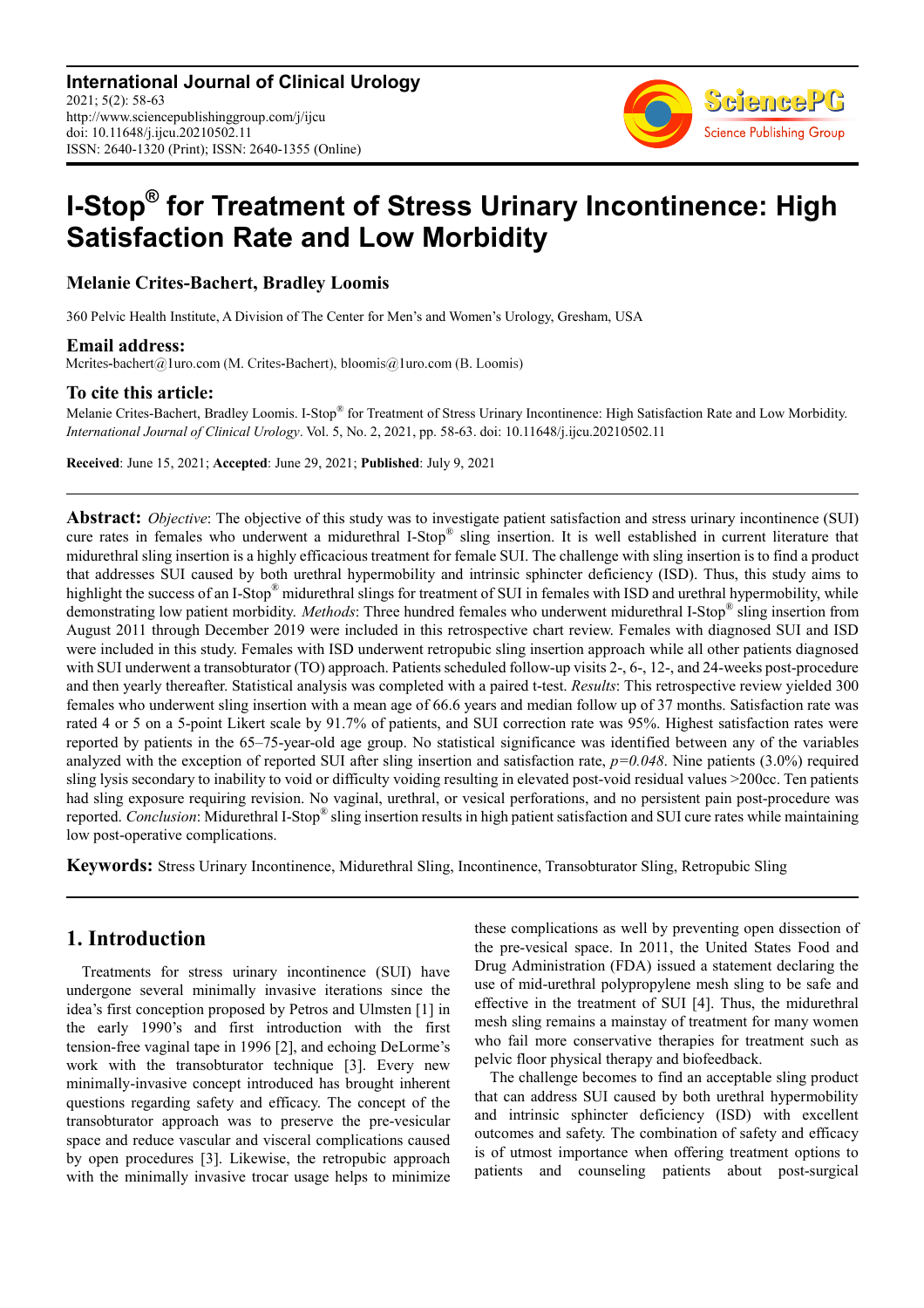International Journal of Clinical Urology
2021; 5(2): 58-63
http://www.sciencepublishinggroup.com/j/ijcu
doi: 10.11648/j.ijcu.20210502.11
ISSN: 2640-1320 (Print); ISSN: 2640-1355 (Online)

# I-Stop® for Treatment of Stress Urinary Incontinence: High Satisfaction Rate and Low Morbidity

**Melanie Crites-Bachert, Bradley Loomis**

360 Pelvic Health Institute, A Division of The Center for Men's and Women's Urology, Gresham, USA

### Email address:

Mcrites-bachert@1uro.com (M. Crites-Bachert), bloomis@1uro.com (B. Loomis)

### To cite this article:

Melanie Crites-Bachert, Bradley Loomis. I-Stop® for Treatment of Stress Urinary Incontinence: High Satisfaction Rate and Low Morbidity. *International Journal of Clinical Urology*. Vol. 5, No. 2, 2021, pp. 58-63. doi: 10.11648/j.ijcu.20210502.11

**Received**: June 15, 2021; **Accepted**: June 29, 2021; **Published**: July 9, 2021

---

**Abstract:** *Objective*: The objective of this study was to investigate patient satisfaction and stress urinary incontinence (SUI) cure rates in females who underwent a midurethral I-Stop® sling insertion. It is well established in current literature that midurethral sling insertion is a highly efficacious treatment for female SUI. The challenge with sling insertion is to find a product that addresses SUI caused by both urethral hypermobility and intrinsic sphincter deficiency (ISD). Thus, this study aims to highlight the success of an I-Stop® midurethral slings for treatment of SUI in females with ISD and urethral hypermobility, while demonstrating low patient morbidity. *Methods*: Three hundred females who underwent midurethral I-Stop® sling insertion from August 2011 through December 2019 were included in this retrospective chart review. Females with diagnosed SUI and ISD were included in this study. Females with ISD underwent retropubic sling insertion approach while all other patients diagnosed with SUI underwent a transobturator (TO) approach. Patients scheduled follow-up visits 2-, 6-, 12-, and 24-weeks post-procedure and then yearly thereafter. Statistical analysis was completed with a paired t-test. *Results*: This retrospective review yielded 300 females who underwent sling insertion with a mean age of 66.6 years and median follow up of 37 months. Satisfaction rate was rated 4 or 5 on a 5-point Likert scale by 91.7% of patients, and SUI correction rate was 95%. Highest satisfaction rates were reported by patients in the 65–75-year-old age group. No statistical significance was identified between any of the variables analyzed with the exception of reported SUI after sling insertion and satisfaction rate, *p=0.048*. Nine patients (3.0%) required sling lysis secondary to inability to void or difficulty voiding resulting in elevated post-void residual values >200cc. Ten patients had sling exposure requiring revision. No vaginal, urethral, or vesical perforations, and no persistent pain post-procedure was reported. *Conclusion*: Midurethral I-Stop® sling insertion results in high patient satisfaction and SUI cure rates while maintaining low post-operative complications.

**Keywords:** Stress Urinary Incontinence, Midurethral Sling, Incontinence, Transobturator Sling, Retropubic Sling

---

## 1. Introduction

Treatments for stress urinary incontinence (SUI) have undergone several minimally invasive iterations since the idea's first conception proposed by Petros and Ulmsten [1] in the early 1990's and first introduction with the first tension-free vaginal tape in 1996 [2], and echoing DeLorme's work with the transobturator technique [3]. Every new minimally-invasive concept introduced has brought inherent questions regarding safety and efficacy. The concept of the transobturator approach was to preserve the pre-vesicular space and reduce vascular and visceral complications caused by open procedures [3]. Likewise, the retropubic approach with the minimally invasive trocar usage helps to minimize these complications as well by preventing open dissection of the pre-vesical space. In 2011, the United States Food and Drug Administration (FDA) issued a statement declaring the use of mid-urethral polypropylene mesh sling to be safe and effective in the treatment of SUI [4]. Thus, the midurethral mesh sling remains a mainstay of treatment for many women who fail more conservative therapies for treatment such as pelvic floor physical therapy and biofeedback.

The challenge becomes to find an acceptable sling product that can address SUI caused by both urethral hypermobility and intrinsic sphincter deficiency (ISD) with excellent outcomes and safety. The combination of safety and efficacy is of utmost importance when offering treatment options to patients and counseling patients about post-surgical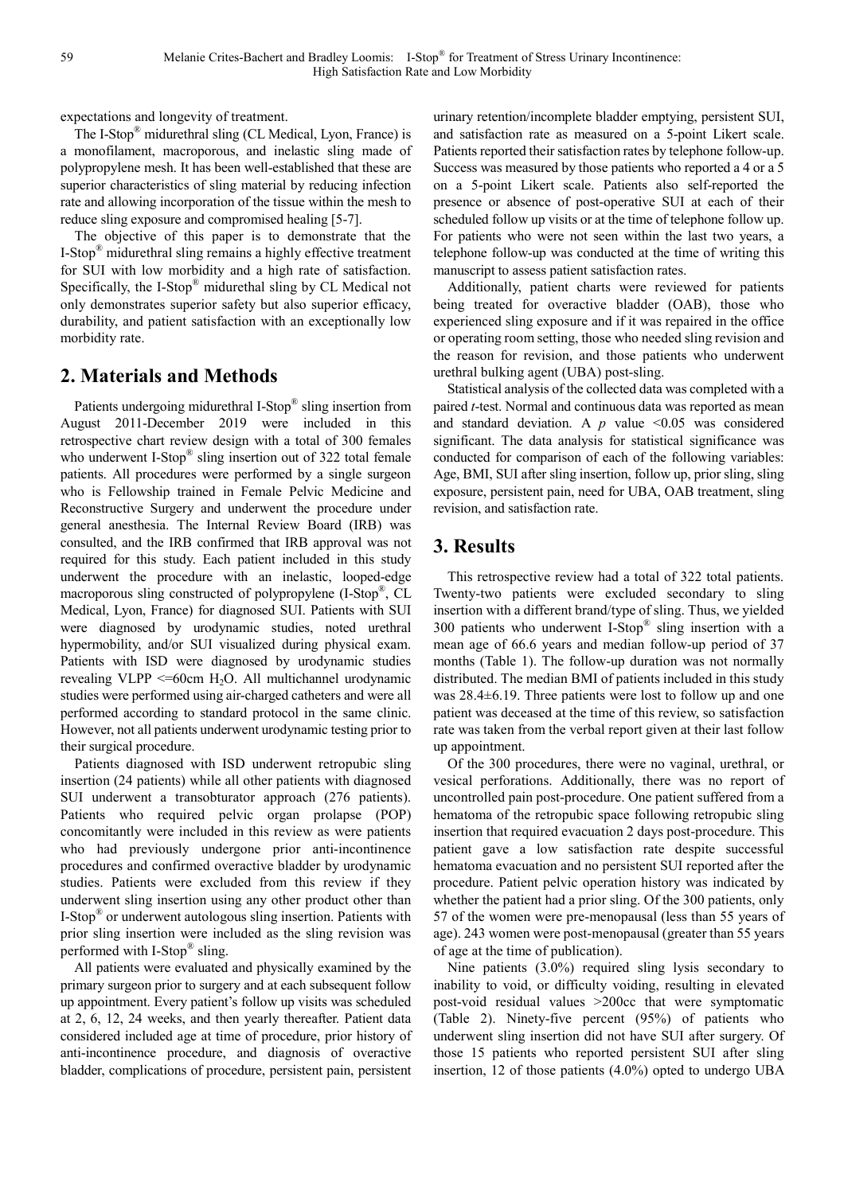expectations and longevity of treatment.

The I-Stop® midurethral sling (CL Medical, Lyon, France) is a monofilament, macroporous, and inelastic sling made of polypropylene mesh. It has been well-established that these are superior characteristics of sling material by reducing infection rate and allowing incorporation of the tissue within the mesh to reduce sling exposure and compromised healing [5-7].

The objective of this paper is to demonstrate that the I-Stop® midurethral sling remains a highly effective treatment for SUI with low morbidity and a high rate of satisfaction. Specifically, the I-Stop® midurethal sling by CL Medical not only demonstrates superior safety but also superior efficacy, durability, and patient satisfaction with an exceptionally low morbidity rate.

## 2. Materials and Methods

Patients undergoing midurethral I-Stop® sling insertion from August 2011-December 2019 were included in this retrospective chart review design with a total of 300 females who underwent I-Stop® sling insertion out of 322 total female patients. All procedures were performed by a single surgeon who is Fellowship trained in Female Pelvic Medicine and Reconstructive Surgery and underwent the procedure under general anesthesia. The Internal Review Board (IRB) was consulted, and the IRB confirmed that IRB approval was not required for this study. Each patient included in this study underwent the procedure with an inelastic, looped-edge macroporous sling constructed of polypropylene (I-Stop®, CL Medical, Lyon, France) for diagnosed SUI. Patients with SUI were diagnosed by urodynamic studies, noted urethral hypermobility, and/or SUI visualized during physical exam. Patients with ISD were diagnosed by urodynamic studies revealing VLPP <=60cm $H_2O$. All multichannel urodynamic studies were performed using air-charged catheters and were all performed according to standard protocol in the same clinic. However, not all patients underwent urodynamic testing prior to their surgical procedure.

Patients diagnosed with ISD underwent retropubic sling insertion (24 patients) while all other patients with diagnosed SUI underwent a transobturator approach (276 patients). Patients who required pelvic organ prolapse (POP) concomitantly were included in this review as were patients who had previously undergone prior anti-incontinence procedures and confirmed overactive bladder by urodynamic studies. Patients were excluded from this review if they underwent sling insertion using any other product other than I-Stop® or underwent autologous sling insertion. Patients with prior sling insertion were included as the sling revision was performed with I-Stop® sling.

All patients were evaluated and physically examined by the primary surgeon prior to surgery and at each subsequent follow up appointment. Every patient's follow up visits was scheduled at 2, 6, 12, 24 weeks, and then yearly thereafter. Patient data considered included age at time of procedure, prior history of anti-incontinence procedure, and diagnosis of overactive bladder, complications of procedure, persistent pain, persistent urinary retention/incomplete bladder emptying, persistent SUI, and satisfaction rate as measured on a 5-point Likert scale. Patients reported their satisfaction rates by telephone follow-up. Success was measured by those patients who reported a 4 or a 5 on a 5-point Likert scale. Patients also self-reported the presence or absence of post-operative SUI at each of their scheduled follow up visits or at the time of telephone follow up. For patients who were not seen within the last two years, a telephone follow-up was conducted at the time of writing this manuscript to assess patient satisfaction rates.

Additionally, patient charts were reviewed for patients being treated for overactive bladder (OAB), those who experienced sling exposure and if it was repaired in the office or operating room setting, those who needed sling revision and the reason for revision, and those patients who underwent urethral bulking agent (UBA) post-sling.

Statistical analysis of the collected data was completed with a paired *t*-test. Normal and continuous data was reported as mean and standard deviation. A $p$ value $<0.05$ was considered significant. The data analysis for statistical significance was conducted for comparison of each of the following variables: Age, BMI, SUI after sling insertion, follow up, prior sling, sling exposure, persistent pain, need for UBA, OAB treatment, sling revision, and satisfaction rate.

## 3. Results

This retrospective review had a total of 322 total patients. Twenty-two patients were excluded secondary to sling insertion with a different brand/type of sling. Thus, we yielded 300 patients who underwent I-Stop® sling insertion with a mean age of 66.6 years and median follow-up period of 37 months (Table 1). The follow-up duration was not normally distributed. The median BMI of patients included in this study was 28.4±6.19. Three patients were lost to follow up and one patient was deceased at the time of this review, so satisfaction rate was taken from the verbal report given at their last follow up appointment.

Of the 300 procedures, there were no vaginal, urethral, or vesical perforations. Additionally, there was no report of uncontrolled pain post-procedure. One patient suffered from a hematoma of the retropubic space following retropubic sling insertion that required evacuation 2 days post-procedure. This patient gave a low satisfaction rate despite successful hematoma evacuation and no persistent SUI reported after the procedure. Patient pelvic operation history was indicated by whether the patient had a prior sling. Of the 300 patients, only 57 of the women were pre-menopausal (less than 55 years of age). 243 women were post-menopausal (greater than 55 years of age at the time of publication).

Nine patients (3.0%) required sling lysis secondary to inability to void, or difficulty voiding, resulting in elevated post-void residual values >200cc that were symptomatic (Table 2). Ninety-five percent (95%) of patients who underwent sling insertion did not have SUI after surgery. Of those 15 patients who reported persistent SUI after sling insertion, 12 of those patients (4.0%) opted to undergo UBA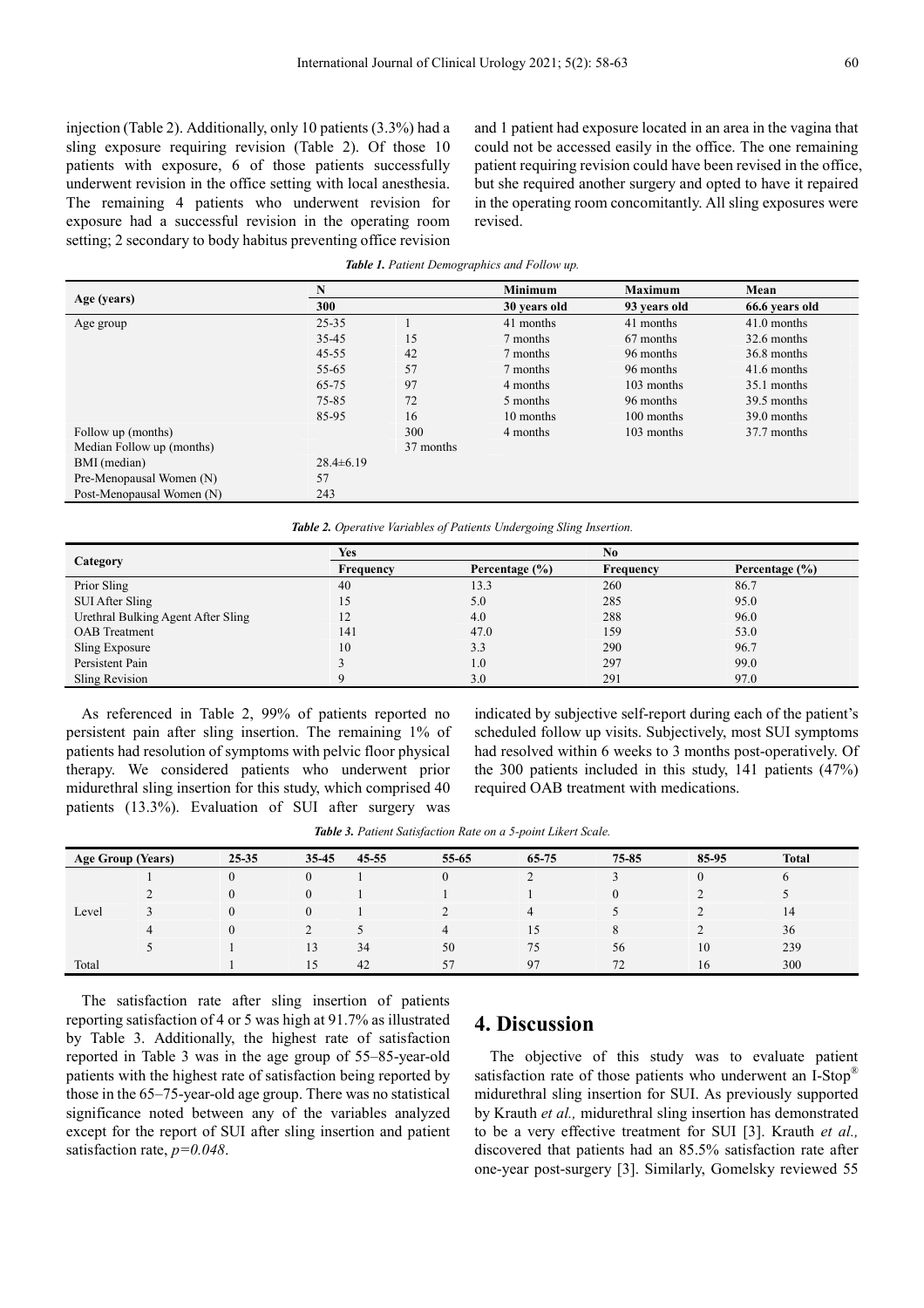injection (Table 2). Additionally, only 10 patients (3.3%) had a sling exposure requiring revision (Table 2). Of those 10 patients with exposure, 6 of those patients successfully underwent revision in the office setting with local anesthesia. The remaining 4 patients who underwent revision for exposure had a successful revision in the operating room setting; 2 secondary to body habitus preventing office revision and 1 patient had exposure located in an area in the vagina that could not be accessed easily in the office. The one remaining patient requiring revision could have been revised in the office, but she required another surgery and opted to have it repaired in the operating room concomitantly. All sling exposures were revised.

***Table 1.*** *Patient Demographics and Follow up.*

| Age (years) | N | | Minimum | Maximum | Mean |
|---|---|---|---|---|---|
| | 300 | | 30 years old | 93 years old | 66.6 years old |
| Age group | 25-35 | 1 | 41 months | 41 months | 41.0 months |
| | 35-45 | 15 | 7 months | 67 months | 32.6 months |
| | 45-55 | 42 | 7 months | 96 months | 36.8 months |
| | 55-65 | 57 | 7 months | 96 months | 41.6 months |
| | 65-75 | 97 | 4 months | 103 months | 35.1 months |
| | 75-85 | 72 | 5 months | 96 months | 39.5 months |
| | 85-95 | 16 | 10 months | 100 months | 39.0 months |
| Follow up (months) | | 300 | 4 months | 103 months | 37.7 months |
| Median Follow up (months) | | 37 months | | | |
| BMI (median) | 28.4±6.19 | | | | |
| Pre-Menopausal Women (N) | 57 | | | | |
| Post-Menopausal Women (N) | 243 | | | | |

***Table 2.*** *Operative Variables of Patients Undergoing Sling Insertion.*

| Category | Yes | | No | |
|---|---|---|---|---|
| | Frequency | Percentage (%) | Frequency | Percentage (%) |
| Prior Sling | 40 | 13.3 | 260 | 86.7 |
| SUI After Sling | 15 | 5.0 | 285 | 95.0 |
| Urethral Bulking Agent After Sling | 12 | 4.0 | 288 | 96.0 |
| OAB Treatment | 141 | 47.0 | 159 | 53.0 |
| Sling Exposure | 10 | 3.3 | 290 | 96.7 |
| Persistent Pain | 3 | 1.0 | 297 | 99.0 |
| Sling Revision | 9 | 3.0 | 291 | 97.0 |

As referenced in Table 2, 99% of patients reported no persistent pain after sling insertion. The remaining 1% of patients had resolution of symptoms with pelvic floor physical therapy. We considered patients who underwent prior midurethral sling insertion for this study, which comprised 40 patients (13.3%). Evaluation of SUI after surgery was indicated by subjective self-report during each of the patient's scheduled follow up visits. Subjectively, most SUI symptoms had resolved within 6 weeks to 3 months post-operatively. Of the 300 patients included in this study, 141 patients (47%) required OAB treatment with medications.

***Table 3.*** *Patient Satisfaction Rate on a 5-point Likert Scale.*

| Age Group (Years) | | 25-35 | 35-45 | 45-55 | 55-65 | 65-75 | 75-85 | 85-95 | Total |
|---|---|---|---|---|---|---|---|---|---|
| | 1 | 0 | 0 | 1 | 0 | 2 | 3 | 0 | 6 |
| | 2 | 0 | 0 | 1 | 1 | 1 | 0 | 2 | 5 |
| Level | 3 | 0 | 0 | 1 | 2 | 4 | 5 | 2 | 14 |
| | 4 | 0 | 2 | 5 | 4 | 15 | 8 | 2 | 36 |
| | 5 | 1 | 13 | 34 | 50 | 75 | 56 | 10 | 239 |
| Total | | 1 | 15 | 42 | 57 | 97 | 72 | 16 | 300 |

The satisfaction rate after sling insertion of patients reporting satisfaction of 4 or 5 was high at 91.7% as illustrated by Table 3. Additionally, the highest rate of satisfaction reported in Table 3 was in the age group of 55–85-year-old patients with the highest rate of satisfaction being reported by those in the 65–75-year-old age group. There was no statistical significance noted between any of the variables analyzed except for the report of SUI after sling insertion and patient satisfaction rate, $p=0.048$.

# 4. Discussion

The objective of this study was to evaluate patient satisfaction rate of those patients who underwent an I-Stop® midurethral sling insertion for SUI. As previously supported by Krauth *et al.,* midurethral sling insertion has demonstrated to be a very effective treatment for SUI [3]. Krauth *et al.,* discovered that patients had an 85.5% satisfaction rate after one-year post-surgery [3]. Similarly, Gomelsky reviewed 55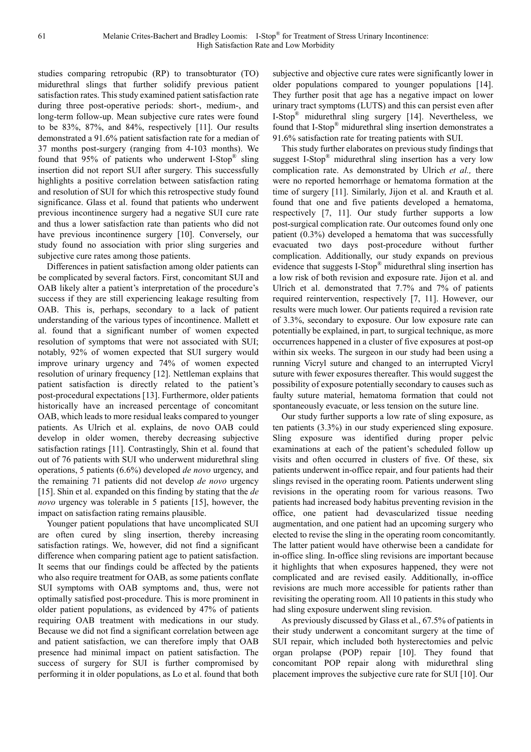studies comparing retropubic (RP) to transobturator (TO) midurethral slings that further solidify previous patient satisfaction rates. This study examined patient satisfaction rate during three post-operative periods: short-, medium-, and long-term follow-up. Mean subjective cure rates were found to be 83%, 87%, and 84%, respectively [11]. Our results demonstrated a 91.6% patient satisfaction rate for a median of 37 months post-surgery (ranging from 4-103 months). We found that 95% of patients who underwent I-Stop® sling insertion did not report SUI after surgery. This successfully highlights a positive correlation between satisfaction rating and resolution of SUI for which this retrospective study found significance. Glass et al. found that patients who underwent previous incontinence surgery had a negative SUI cure rate and thus a lower satisfaction rate than patients who did not have previous incontinence surgery [10]. Conversely, our study found no association with prior sling surgeries and subjective cure rates among those patients.

Differences in patient satisfaction among older patients can be complicated by several factors. First, concomitant SUI and OAB likely alter a patient's interpretation of the procedure's success if they are still experiencing leakage resulting from OAB. This is, perhaps, secondary to a lack of patient understanding of the various types of incontinence. Mallett et al. found that a significant number of women expected resolution of symptoms that were not associated with SUI; notably, 92% of women expected that SUI surgery would improve urinary urgency and 74% of women expected resolution of urinary frequency [12]. Nettleman explains that patient satisfaction is directly related to the patient's post-procedural expectations [13]. Furthermore, older patients historically have an increased percentage of concomitant OAB, which leads to more residual leaks compared to younger patients. As Ulrich et al. explains, de novo OAB could develop in older women, thereby decreasing subjective satisfaction ratings [11]. Contrastingly, Shin et al. found that out of 76 patients with SUI who underwent midurethral sling operations, 5 patients (6.6%) developed *de novo* urgency, and the remaining 71 patients did not develop *de novo* urgency [15]. Shin et al. expanded on this finding by stating that the *de novo* urgency was tolerable in 5 patients [15], however, the impact on satisfaction rating remains plausible.

Younger patient populations that have uncomplicated SUI are often cured by sling insertion, thereby increasing satisfaction ratings. We, however, did not find a significant difference when comparing patient age to patient satisfaction. It seems that our findings could be affected by the patients who also require treatment for OAB, as some patients conflate SUI symptoms with OAB symptoms and, thus, were not optimally satisfied post-procedure. This is more prominent in older patient populations, as evidenced by 47% of patients requiring OAB treatment with medications in our study. Because we did not find a significant correlation between age and patient satisfaction, we can therefore imply that OAB presence had minimal impact on patient satisfaction. The success of surgery for SUI is further compromised by performing it in older populations, as Lo et al. found that both subjective and objective cure rates were significantly lower in older populations compared to younger populations [14]. They further posit that age has a negative impact on lower urinary tract symptoms (LUTS) and this can persist even after I-Stop® midurethral sling surgery [14]. Nevertheless, we found that I-Stop® midurethral sling insertion demonstrates a 91.6% satisfaction rate for treating patients with SUI.

This study further elaborates on previous study findings that suggest I-Stop® midurethral sling insertion has a very low complication rate. As demonstrated by Ulrich *et al.,* there were no reported hemorrhage or hematoma formation at the time of surgery [11]. Similarly, Jijon et al. and Krauth et al. found that one and five patients developed a hematoma, respectively [7, 11]. Our study further supports a low post-surgical complication rate. Our outcomes found only one patient (0.3%) developed a hematoma that was successfully evacuated two days post-procedure without further complication. Additionally, our study expands on previous evidence that suggests I-Stop® midurethral sling insertion has a low risk of both revision and exposure rate. Jijon et al. and Ulrich et al. demonstrated that 7.7% and 7% of patients required reintervention, respectively [7, 11]. However, our results were much lower. Our patients required a revision rate of 3.3%, secondary to exposure. Our low exposure rate can potentially be explained, in part, to surgical technique, as more occurrences happened in a cluster of five exposures at post-op within six weeks. The surgeon in our study had been using a running Vicryl suture and changed to an interrupted Vicryl suture with fewer exposures thereafter. This would suggest the possibility of exposure potentially secondary to causes such as faulty suture material, hematoma formation that could not spontaneously evacuate, or less tension on the suture line.

Our study further supports a low rate of sling exposure, as ten patients (3.3%) in our study experienced sling exposure. Sling exposure was identified during proper pelvic examinations at each of the patient's scheduled follow up visits and often occurred in clusters of five. Of these, six patients underwent in-office repair, and four patients had their slings revised in the operating room. Patients underwent sling revisions in the operating room for various reasons. Two patients had increased body habitus preventing revision in the office, one patient had devascularized tissue needing augmentation, and one patient had an upcoming surgery who elected to revise the sling in the operating room concomitantly. The latter patient would have otherwise been a candidate for in-office sling. In-office sling revisions are important because it highlights that when exposures happened, they were not complicated and are revised easily. Additionally, in-office revisions are much more accessible for patients rather than revisiting the operating room. All 10 patients in this study who had sling exposure underwent sling revision.

As previously discussed by Glass et al., 67.5% of patients in their study underwent a concomitant surgery at the time of SUI repair, which included both hysterectomies and pelvic organ prolapse (POP) repair [10]. They found that concomitant POP repair along with midurethral sling placement improves the subjective cure rate for SUI [10]. Our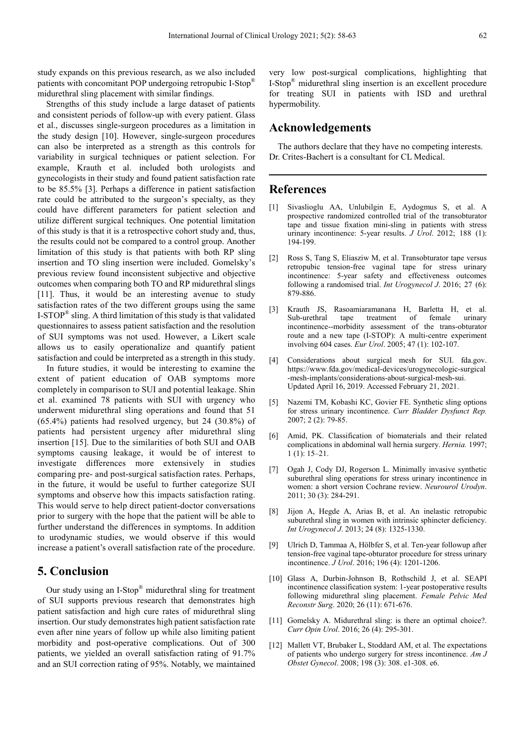study expands on this previous research, as we also included patients with concomitant POP undergoing retropubic I-Stop® midurethral sling placement with similar findings.

Strengths of this study include a large dataset of patients and consistent periods of follow-up with every patient. Glass et al., discusses single-surgeon procedures as a limitation in the study design [10]. However, single-surgeon procedures can also be interpreted as a strength as this controls for variability in surgical techniques or patient selection. For example, Krauth et al. included both urologists and gynecologists in their study and found patient satisfaction rate to be 85.5% [3]. Perhaps a difference in patient satisfaction rate could be attributed to the surgeon's specialty, as they could have different parameters for patient selection and utilize different surgical techniques. One potential limitation of this study is that it is a retrospective cohort study and, thus, the results could not be compared to a control group. Another limitation of this study is that patients with both RP sling insertion and TO sling insertion were included. Gomelsky's previous review found inconsistent subjective and objective outcomes when comparing both TO and RP midurethral slings [11]. Thus, it would be an interesting avenue to study satisfaction rates of the two different groups using the same I-STOP® sling. A third limitation of this study is that validated questionnaires to assess patient satisfaction and the resolution of SUI symptoms was not used. However, a Likert scale allows us to easily operationalize and quantify patient satisfaction and could be interpreted as a strength in this study.

In future studies, it would be interesting to examine the extent of patient education of OAB symptoms more completely in comparison to SUI and potential leakage. Shin et al. examined 78 patients with SUI with urgency who underwent midurethral sling operations and found that 51 (65.4%) patients had resolved urgency, but 24 (30.8%) of patients had persistent urgency after midurethral sling insertion [15]. Due to the similarities of both SUI and OAB symptoms causing leakage, it would be of interest to investigate differences more extensively in studies comparing pre- and post-surgical satisfaction rates. Perhaps, in the future, it would be useful to further categorize SUI symptoms and observe how this impacts satisfaction rating. This would serve to help direct patient-doctor conversations prior to surgery with the hope that the patient will be able to further understand the differences in symptoms. In addition to urodynamic studies, we would observe if this would increase a patient's overall satisfaction rate of the procedure.

## 5. Conclusion

Our study using an I-Stop® midurethral sling for treatment of SUI supports previous research that demonstrates high patient satisfaction and high cure rates of midurethral sling insertion. Our study demonstrates high patient satisfaction rate even after nine years of follow up while also limiting patient morbidity and post-operative complications. Out of 300 patients, we yielded an overall satisfaction rating of 91.7% and an SUI correction rating of 95%. Notably, we maintained very low post-surgical complications, highlighting that I-Stop® midurethral sling insertion is an excellent procedure for treating SUI in patients with ISD and urethral hypermobility.

## Acknowledgements

The authors declare that they have no competing interests. Dr. Crites-Bachert is a consultant for CL Medical.

## References

[1] Sivaslioglu AA, Unlubilgin E, Aydogmus S, et al. A prospective randomized controlled trial of the transobturator tape and tissue fixation mini-sling in patients with stress urinary incontinence: 5-year results. *J Urol*. 2012; 188 (1): 194-199.

[2] Ross S, Tang S, Eliasziw M, et al. Transobturator tape versus retropubic tension-free vaginal tape for stress urinary incontinence: 5-year safety and effectiveness outcomes following a randomised trial. *Int Urogynecol J*. 2016; 27 (6): 879-886.

[3] Krauth JS, Rasoamiaramanana H, Barletta H, et al. Sub-urethral tape treatment of female urinary incontinence--morbidity assessment of the trans-obturator route and a new tape (I-STOP): A multi-centre experiment involving 604 cases. *Eur Urol*. 2005; 47 (1): 102-107.

[4] Considerations about surgical mesh for SUI. fda.gov. https://www.fda.gov/medical-devices/urogynecologic-surgical-mesh-implants/considerations-about-surgical-mesh-sui. Updated April 16, 2019. Accessed February 21, 2021.

[5] Nazemi TM, Kobashi KC, Govier FE. Synthetic sling options for stress urinary incontinence. *Curr Bladder Dysfunct Rep.* 2007; 2 (2): 79-85.

[6] Amid, PK. Classification of biomaterials and their related complications in abdominal wall hernia surgery. *Hernia.* 1997; 1 (1): 15–21.

[7] Ogah J, Cody DJ, Rogerson L. Minimally invasive synthetic suburethral sling operations for stress urinary incontinence in women: a short version Cochrane review. *Neurourol Urodyn*. 2011; 30 (3): 284-291.

[8] Jijon A, Hegde A, Arias B, et al. An inelastic retropubic suburethral sling in women with intrinsic sphincter deficiency. *Int Urogynecol J*. 2013; 24 (8): 1325-1330.

[9] Ulrich D, Tammaa A, Hölbfer S, et al. Ten-year followup after tension-free vaginal tape-obturator procedure for stress urinary incontinence. *J Urol*. 2016; 196 (4): 1201-1206.

[10] Glass A, Durbin-Johnson B, Rothschild J, et al. SEAPI incontinence classification system: 1-year postoperative results following midurethral sling placement. *Female Pelvic Med Reconstr Surg*. 2020; 26 (11): 671-676.

[11] Gomelsky A. Midurethral sling: is there an optimal choice?. *Curr Opin Urol*. 2016; 26 (4): 295-301.

[12] Mallett VT, Brubaker L, Stoddard AM, et al. The expectations of patients who undergo surgery for stress incontinence. *Am J Obstet Gynecol*. 2008; 198 (3): 308. e1-308. e6.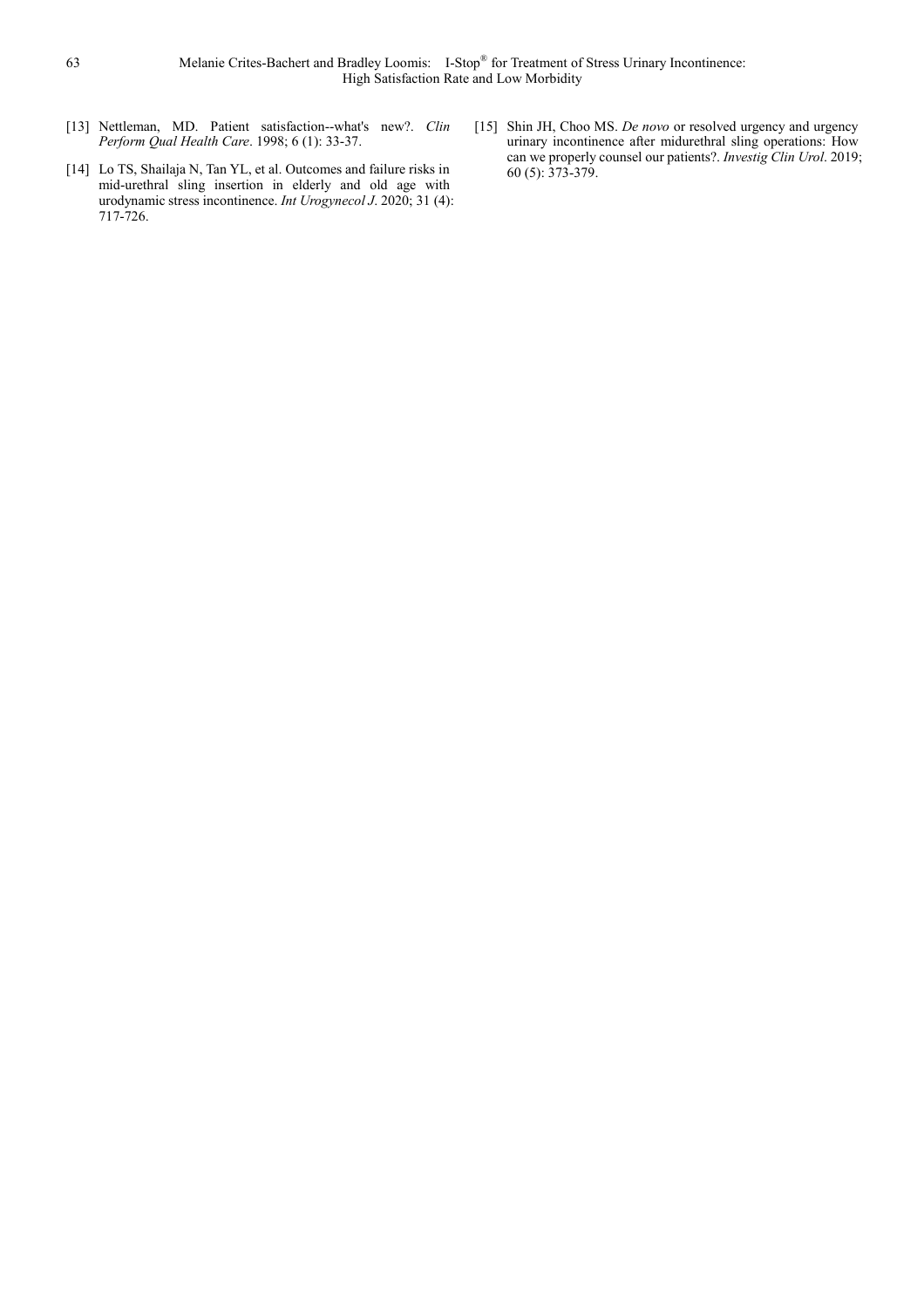[13] Nettleman, MD. Patient satisfaction--what's new?. *Clin Perform Qual Health Care*. 1998; 6 (1): 33-37.

[14] Lo TS, Shailaja N, Tan YL, et al. Outcomes and failure risks in mid-urethral sling insertion in elderly and old age with urodynamic stress incontinence. *Int Urogynecol J*. 2020; 31 (4): 717-726.

[15] Shin JH, Choo MS. *De novo* or resolved urgency and urgency urinary incontinence after midurethral sling operations: How can we properly counsel our patients?. *Investig Clin Urol*. 2019; 60 (5): 373-379.